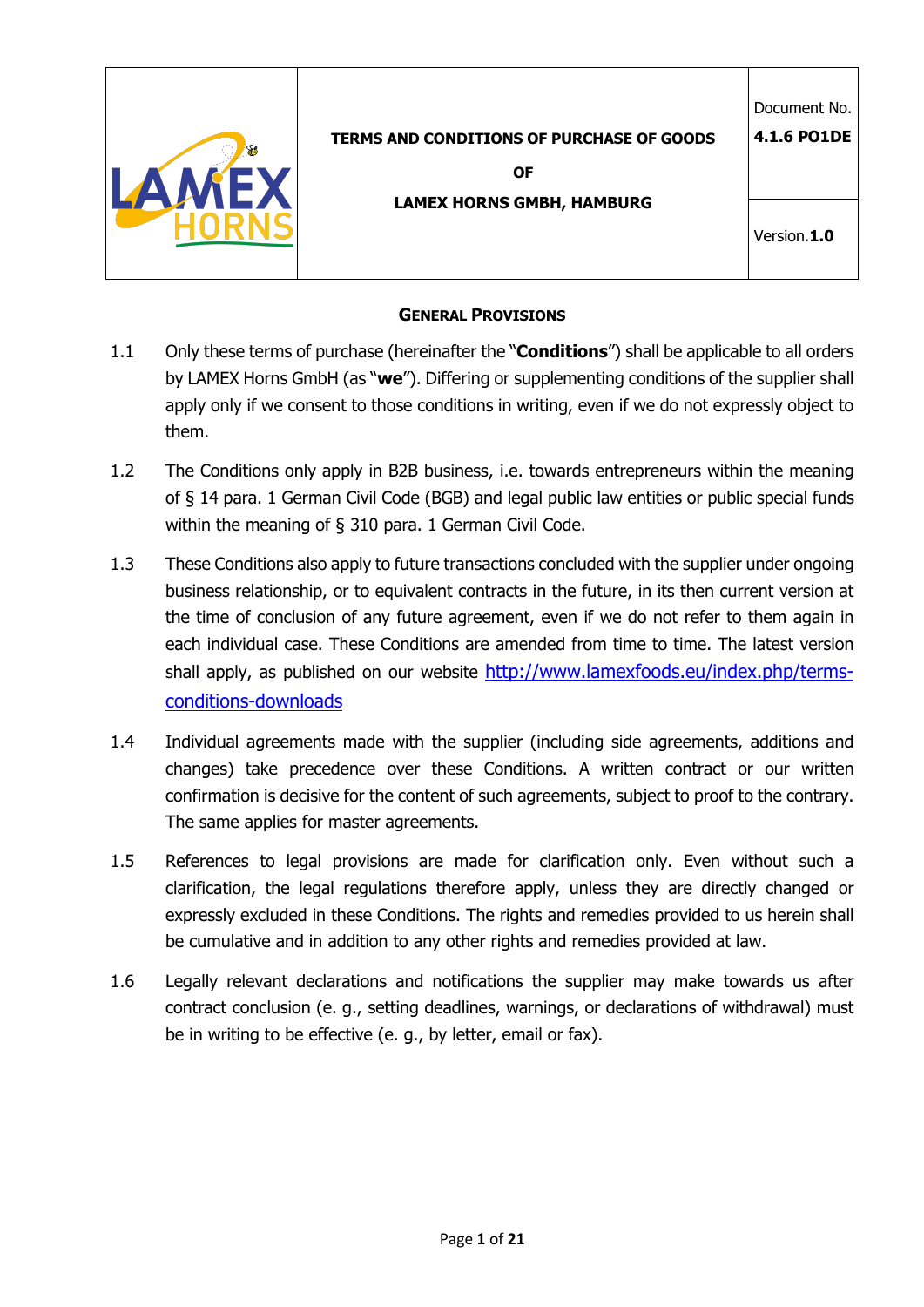| | TERMS AND CONDITIONS OF PURCHASE OF GOODS<br><br>OF<br><br>LAMEX HORNS GMBH, HAMBURG | Document No.<br>**4.1.6 PO1DE** |
|---|---|---|
| | | Version.**1.0** |

## General Provisions

1.1 Only these terms of purchase (hereinafter the "**Conditions**") shall be applicable to all orders by LAMEX Horns GmbH (as "**we**"). Differing or supplementing conditions of the supplier shall apply only if we consent to those conditions in writing, even if we do not expressly object to them.

1.2 The Conditions only apply in B2B business, i.e. towards entrepreneurs within the meaning of § 14 para. 1 German Civil Code (BGB) and legal public law entities or public special funds within the meaning of § 310 para. 1 German Civil Code.

1.3 These Conditions also apply to future transactions concluded with the supplier under ongoing business relationship, or to equivalent contracts in the future, in its then current version at the time of conclusion of any future agreement, even if we do not refer to them again in each individual case. These Conditions are amended from time to time. The latest version shall apply, as published on our website [http://www.lamexfoods.eu/index.php/terms-conditions-downloads](http://www.lamexfoods.eu/index.php/terms-conditions-downloads)

1.4 Individual agreements made with the supplier (including side agreements, additions and changes) take precedence over these Conditions. A written contract or our written confirmation is decisive for the content of such agreements, subject to proof to the contrary. The same applies for master agreements.

1.5 References to legal provisions are made for clarification only. Even without such a clarification, the legal regulations therefore apply, unless they are directly changed or expressly excluded in these Conditions. The rights and remedies provided to us herein shall be cumulative and in addition to any other rights and remedies provided at law.

1.6 Legally relevant declarations and notifications the supplier may make towards us after contract conclusion (e. g., setting deadlines, warnings, or declarations of withdrawal) must be in writing to be effective (e. g., by letter, email or fax).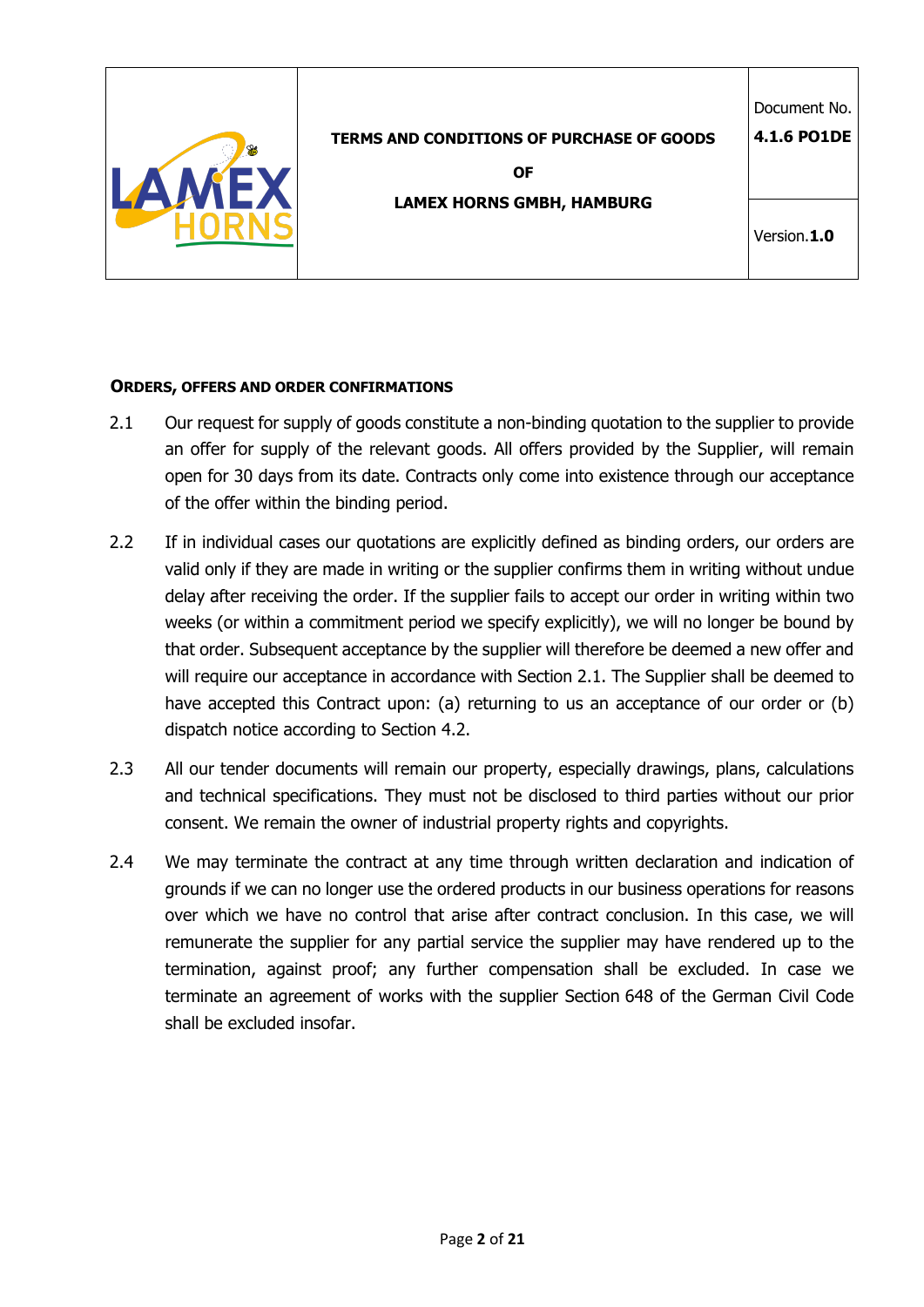## ORDERS, OFFERS AND ORDER CONFIRMATIONS

2.1 Our request for supply of goods constitute a non-binding quotation to the supplier to provide an offer for supply of the relevant goods. All offers provided by the Supplier, will remain open for 30 days from its date. Contracts only come into existence through our acceptance of the offer within the binding period.

2.2 If in individual cases our quotations are explicitly defined as binding orders, our orders are valid only if they are made in writing or the supplier confirms them in writing without undue delay after receiving the order. If the supplier fails to accept our order in writing within two weeks (or within a commitment period we specify explicitly), we will no longer be bound by that order. Subsequent acceptance by the supplier will therefore be deemed a new offer and will require our acceptance in accordance with Section 2.1. The Supplier shall be deemed to have accepted this Contract upon: (a) returning to us an acceptance of our order or (b) dispatch notice according to Section 4.2.

2.3 All our tender documents will remain our property, especially drawings, plans, calculations and technical specifications. They must not be disclosed to third parties without our prior consent. We remain the owner of industrial property rights and copyrights.

2.4 We may terminate the contract at any time through written declaration and indication of grounds if we can no longer use the ordered products in our business operations for reasons over which we have no control that arise after contract conclusion. In this case, we will remunerate the supplier for any partial service the supplier may have rendered up to the termination, against proof; any further compensation shall be excluded. In case we terminate an agreement of works with the supplier Section 648 of the German Civil Code shall be excluded insofar.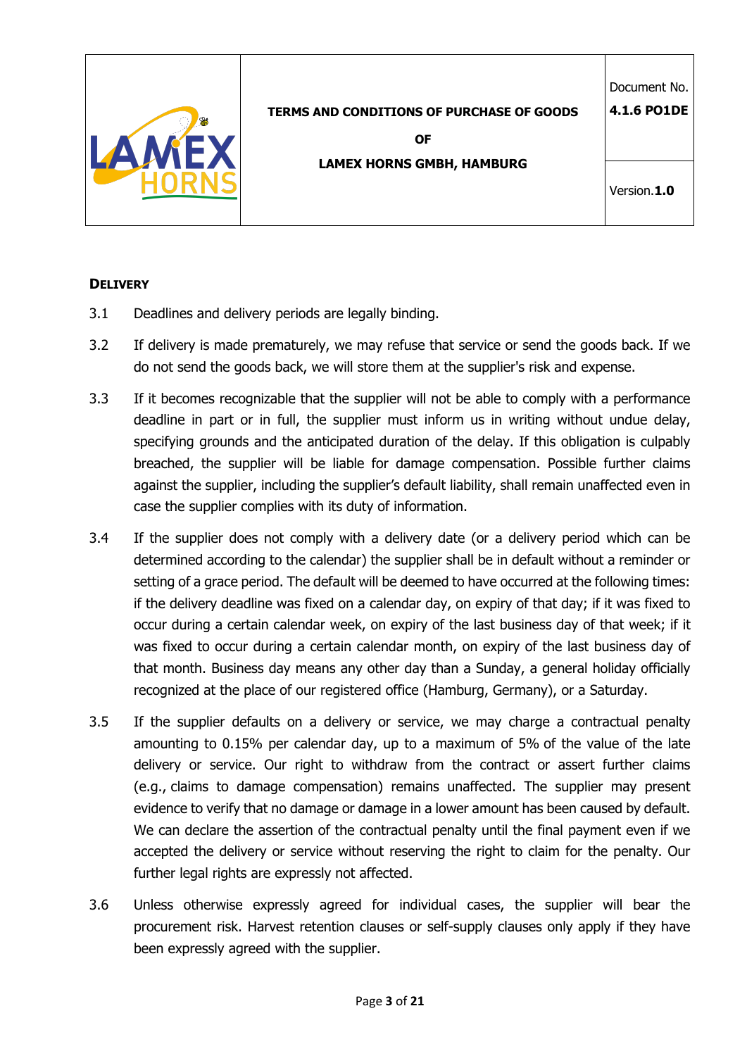## DELIVERY

3.1 Deadlines and delivery periods are legally binding.

3.2 If delivery is made prematurely, we may refuse that service or send the goods back. If we do not send the goods back, we will store them at the supplier's risk and expense.

3.3 If it becomes recognizable that the supplier will not be able to comply with a performance deadline in part or in full, the supplier must inform us in writing without undue delay, specifying grounds and the anticipated duration of the delay. If this obligation is culpably breached, the supplier will be liable for damage compensation. Possible further claims against the supplier, including the supplier's default liability, shall remain unaffected even in case the supplier complies with its duty of information.

3.4 If the supplier does not comply with a delivery date (or a delivery period which can be determined according to the calendar) the supplier shall be in default without a reminder or setting of a grace period. The default will be deemed to have occurred at the following times: if the delivery deadline was fixed on a calendar day, on expiry of that day; if it was fixed to occur during a certain calendar week, on expiry of the last business day of that week; if it was fixed to occur during a certain calendar month, on expiry of the last business day of that month. Business day means any other day than a Sunday, a general holiday officially recognized at the place of our registered office (Hamburg, Germany), or a Saturday.

3.5 If the supplier defaults on a delivery or service, we may charge a contractual penalty amounting to 0.15% per calendar day, up to a maximum of 5% of the value of the late delivery or service. Our right to withdraw from the contract or assert further claims (e.g., claims to damage compensation) remains unaffected. The supplier may present evidence to verify that no damage or damage in a lower amount has been caused by default. We can declare the assertion of the contractual penalty until the final payment even if we accepted the delivery or service without reserving the right to claim for the penalty. Our further legal rights are expressly not affected.

3.6 Unless otherwise expressly agreed for individual cases, the supplier will bear the procurement risk. Harvest retention clauses or self-supply clauses only apply if they have been expressly agreed with the supplier.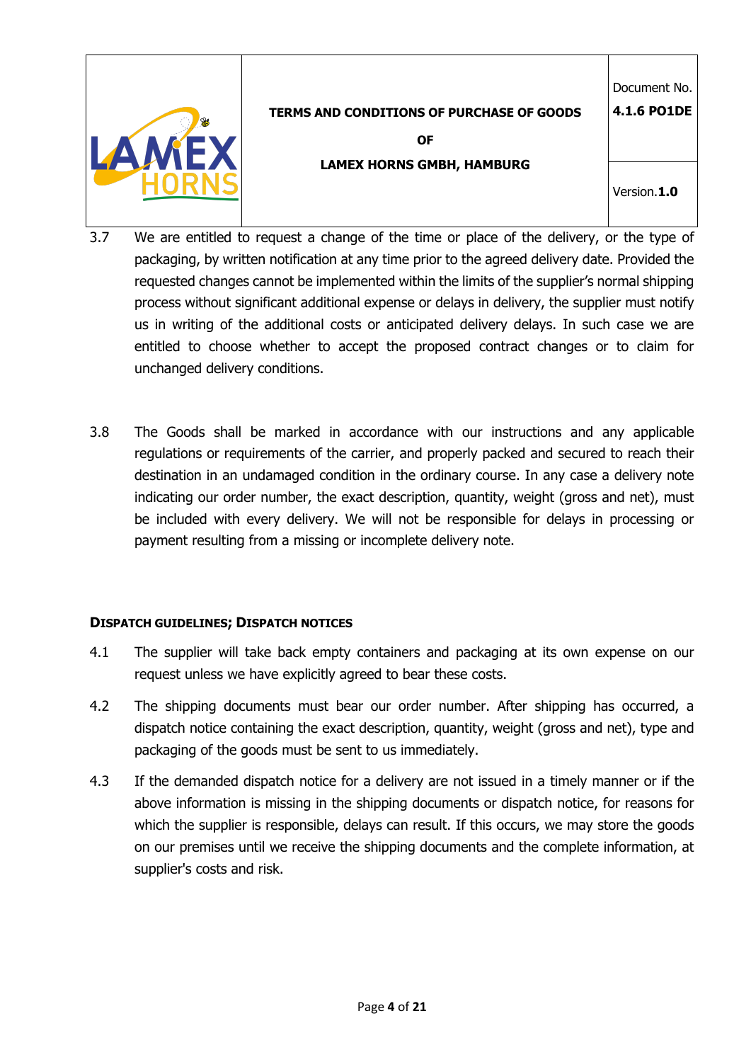3.7 We are entitled to request a change of the time or place of the delivery, or the type of packaging, by written notification at any time prior to the agreed delivery date. Provided the requested changes cannot be implemented within the limits of the supplier's normal shipping process without significant additional expense or delays in delivery, the supplier must notify us in writing of the additional costs or anticipated delivery delays. In such case we are entitled to choose whether to accept the proposed contract changes or to claim for unchanged delivery conditions.

3.8 The Goods shall be marked in accordance with our instructions and any applicable regulations or requirements of the carrier, and properly packed and secured to reach their destination in an undamaged condition in the ordinary course. In any case a delivery note indicating our order number, the exact description, quantity, weight (gross and net), must be included with every delivery. We will not be responsible for delays in processing or payment resulting from a missing or incomplete delivery note.

## DISPATCH GUIDELINES; DISPATCH NOTICES

4.1 The supplier will take back empty containers and packaging at its own expense on our request unless we have explicitly agreed to bear these costs.

4.2 The shipping documents must bear our order number. After shipping has occurred, a dispatch notice containing the exact description, quantity, weight (gross and net), type and packaging of the goods must be sent to us immediately.

4.3 If the demanded dispatch notice for a delivery are not issued in a timely manner or if the above information is missing in the shipping documents or dispatch notice, for reasons for which the supplier is responsible, delays can result. If this occurs, we may store the goods on our premises until we receive the shipping documents and the complete information, at supplier's costs and risk.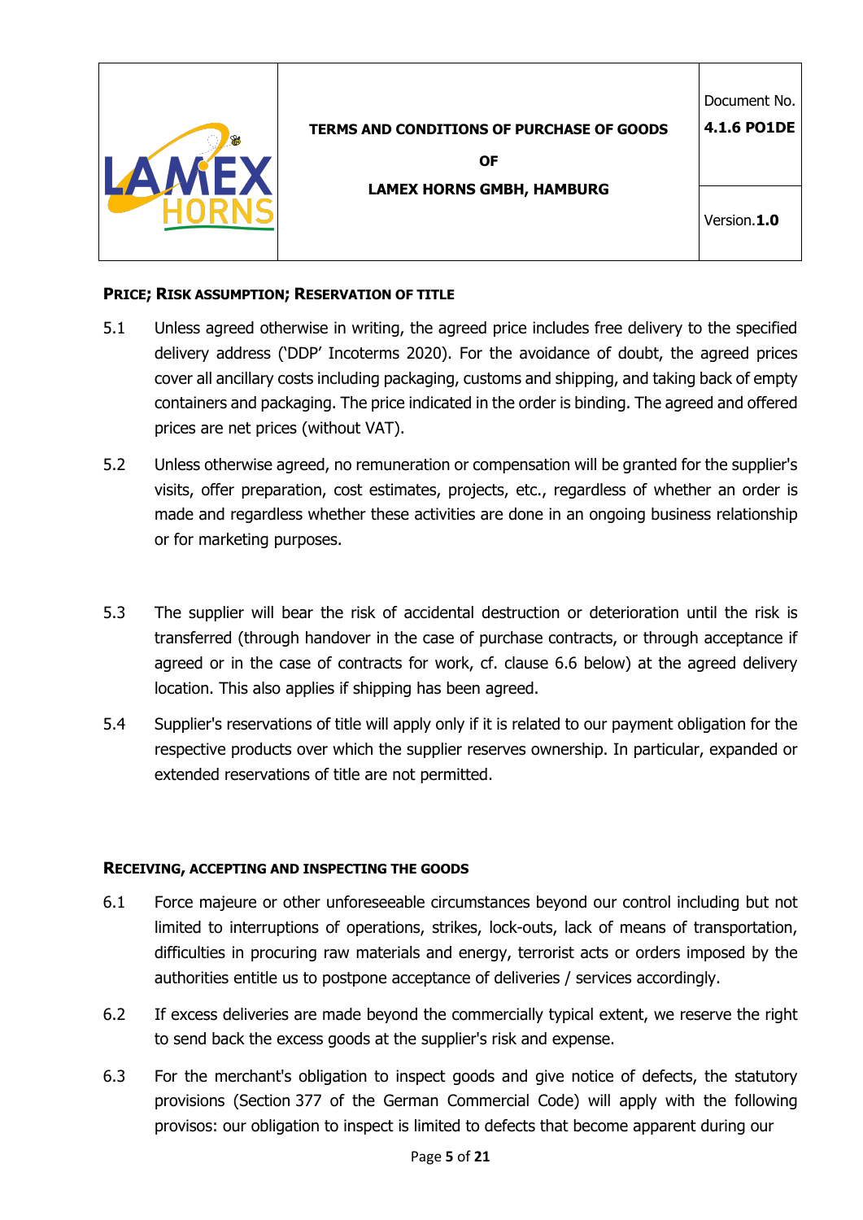## PRICE; RISK ASSUMPTION; RESERVATION OF TITLE

5.1 Unless agreed otherwise in writing, the agreed price includes free delivery to the specified delivery address ('DDP' Incoterms 2020). For the avoidance of doubt, the agreed prices cover all ancillary costs including packaging, customs and shipping, and taking back of empty containers and packaging. The price indicated in the order is binding. The agreed and offered prices are net prices (without VAT).

5.2 Unless otherwise agreed, no remuneration or compensation will be granted for the supplier's visits, offer preparation, cost estimates, projects, etc., regardless of whether an order is made and regardless whether these activities are done in an ongoing business relationship or for marketing purposes.

5.3 The supplier will bear the risk of accidental destruction or deterioration until the risk is transferred (through handover in the case of purchase contracts, or through acceptance if agreed or in the case of contracts for work, cf. clause 6.6 below) at the agreed delivery location. This also applies if shipping has been agreed.

5.4 Supplier's reservations of title will apply only if it is related to our payment obligation for the respective products over which the supplier reserves ownership. In particular, expanded or extended reservations of title are not permitted.

## RECEIVING, ACCEPTING AND INSPECTING THE GOODS

6.1 Force majeure or other unforeseeable circumstances beyond our control including but not limited to interruptions of operations, strikes, lock-outs, lack of means of transportation, difficulties in procuring raw materials and energy, terrorist acts or orders imposed by the authorities entitle us to postpone acceptance of deliveries / services accordingly.

6.2 If excess deliveries are made beyond the commercially typical extent, we reserve the right to send back the excess goods at the supplier's risk and expense.

6.3 For the merchant's obligation to inspect goods and give notice of defects, the statutory provisions (Section 377 of the German Commercial Code) will apply with the following provisos: our obligation to inspect is limited to defects that become apparent during our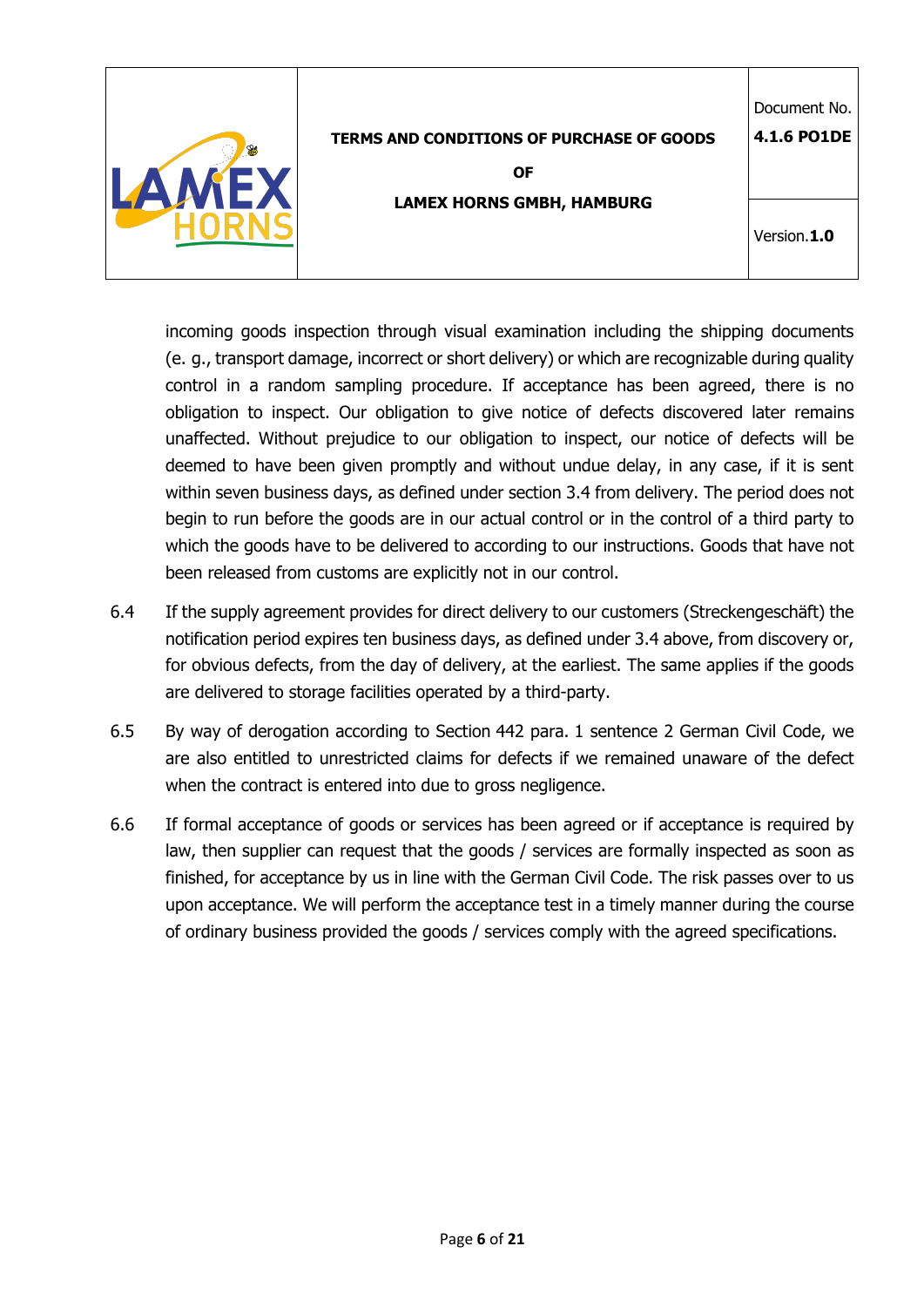incoming goods inspection through visual examination including the shipping documents (e. g., transport damage, incorrect or short delivery) or which are recognizable during quality control in a random sampling procedure. If acceptance has been agreed, there is no obligation to inspect. Our obligation to give notice of defects discovered later remains unaffected. Without prejudice to our obligation to inspect, our notice of defects will be deemed to have been given promptly and without undue delay, in any case, if it is sent within seven business days, as defined under section 3.4 from delivery. The period does not begin to run before the goods are in our actual control or in the control of a third party to which the goods have to be delivered to according to our instructions. Goods that have not been released from customs are explicitly not in our control.

6.4 If the supply agreement provides for direct delivery to our customers (Streckengeschäft) the notification period expires ten business days, as defined under 3.4 above, from discovery or, for obvious defects, from the day of delivery, at the earliest. The same applies if the goods are delivered to storage facilities operated by a third-party.

6.5 By way of derogation according to Section 442 para. 1 sentence 2 German Civil Code, we are also entitled to unrestricted claims for defects if we remained unaware of the defect when the contract is entered into due to gross negligence.

6.6 If formal acceptance of goods or services has been agreed or if acceptance is required by law, then supplier can request that the goods / services are formally inspected as soon as finished, for acceptance by us in line with the German Civil Code. The risk passes over to us upon acceptance. We will perform the acceptance test in a timely manner during the course of ordinary business provided the goods / services comply with the agreed specifications.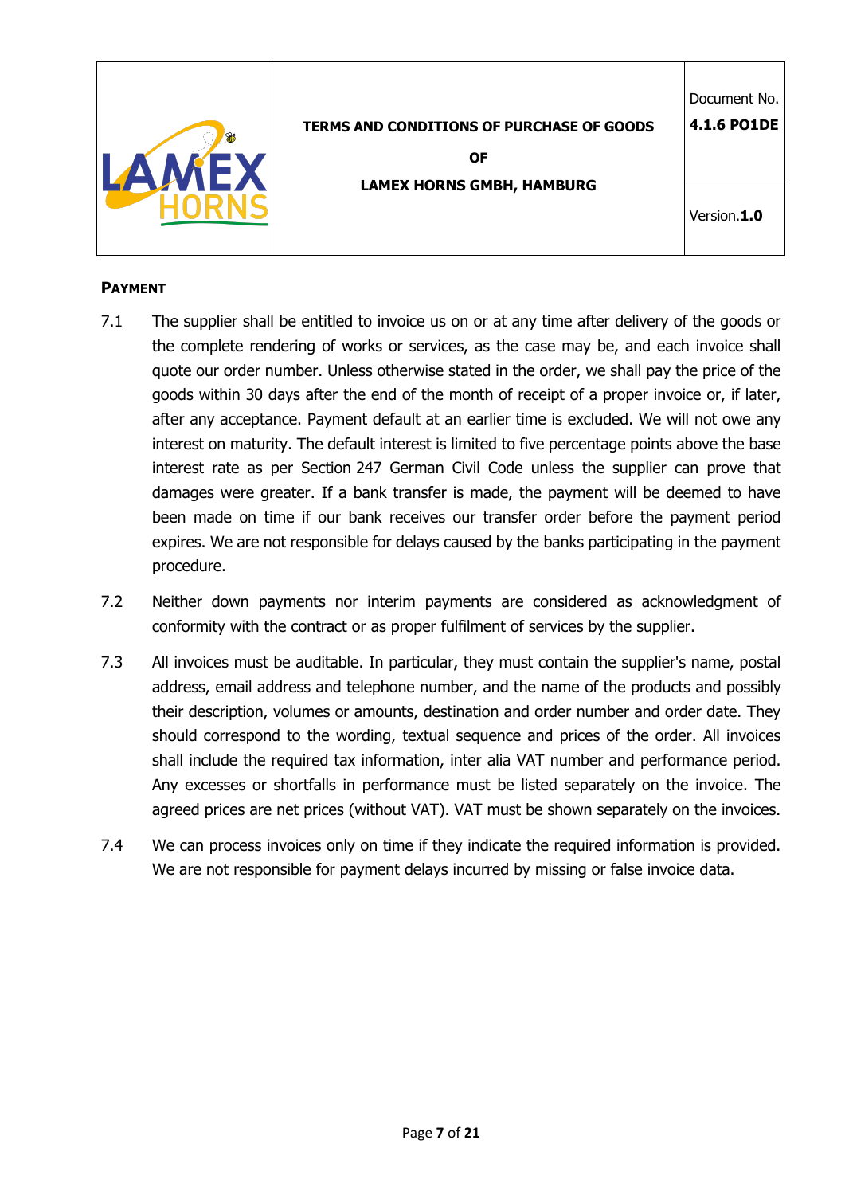## PAYMENT

7.1 The supplier shall be entitled to invoice us on or at any time after delivery of the goods or the complete rendering of works or services, as the case may be, and each invoice shall quote our order number. Unless otherwise stated in the order, we shall pay the price of the goods within 30 days after the end of the month of receipt of a proper invoice or, if later, after any acceptance. Payment default at an earlier time is excluded. We will not owe any interest on maturity. The default interest is limited to five percentage points above the base interest rate as per Section 247 German Civil Code unless the supplier can prove that damages were greater. If a bank transfer is made, the payment will be deemed to have been made on time if our bank receives our transfer order before the payment period expires. We are not responsible for delays caused by the banks participating in the payment procedure.

7.2 Neither down payments nor interim payments are considered as acknowledgment of conformity with the contract or as proper fulfilment of services by the supplier.

7.3 All invoices must be auditable. In particular, they must contain the supplier's name, postal address, email address and telephone number, and the name of the products and possibly their description, volumes or amounts, destination and order number and order date. They should correspond to the wording, textual sequence and prices of the order. All invoices shall include the required tax information, inter alia VAT number and performance period. Any excesses or shortfalls in performance must be listed separately on the invoice. The agreed prices are net prices (without VAT). VAT must be shown separately on the invoices.

7.4 We can process invoices only on time if they indicate the required information is provided. We are not responsible for payment delays incurred by missing or false invoice data.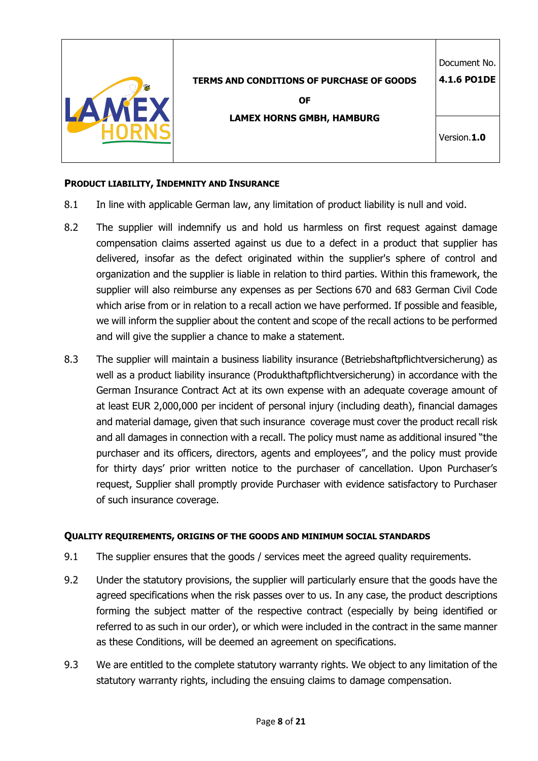## PRODUCT LIABILITY, INDEMNITY AND INSURANCE

8.1 In line with applicable German law, any limitation of product liability is null and void.

8.2 The supplier will indemnify us and hold us harmless on first request against damage compensation claims asserted against us due to a defect in a product that supplier has delivered, insofar as the defect originated within the supplier's sphere of control and organization and the supplier is liable in relation to third parties. Within this framework, the supplier will also reimburse any expenses as per Sections 670 and 683 German Civil Code which arise from or in relation to a recall action we have performed. If possible and feasible, we will inform the supplier about the content and scope of the recall actions to be performed and will give the supplier a chance to make a statement.

8.3 The supplier will maintain a business liability insurance (Betriebshaftpflichtversicherung) as well as a product liability insurance (Produkthaftpflichtversicherung) in accordance with the German Insurance Contract Act at its own expense with an adequate coverage amount of at least EUR 2,000,000 per incident of personal injury (including death), financial damages and material damage, given that such insurance coverage must cover the product recall risk and all damages in connection with a recall. The policy must name as additional insured "the purchaser and its officers, directors, agents and employees", and the policy must provide for thirty days' prior written notice to the purchaser of cancellation. Upon Purchaser's request, Supplier shall promptly provide Purchaser with evidence satisfactory to Purchaser of such insurance coverage.

## QUALITY REQUIREMENTS, ORIGINS OF THE GOODS AND MINIMUM SOCIAL STANDARDS

9.1 The supplier ensures that the goods / services meet the agreed quality requirements.

9.2 Under the statutory provisions, the supplier will particularly ensure that the goods have the agreed specifications when the risk passes over to us. In any case, the product descriptions forming the subject matter of the respective contract (especially by being identified or referred to as such in our order), or which were included in the contract in the same manner as these Conditions, will be deemed an agreement on specifications.

9.3 We are entitled to the complete statutory warranty rights. We object to any limitation of the statutory warranty rights, including the ensuing claims to damage compensation.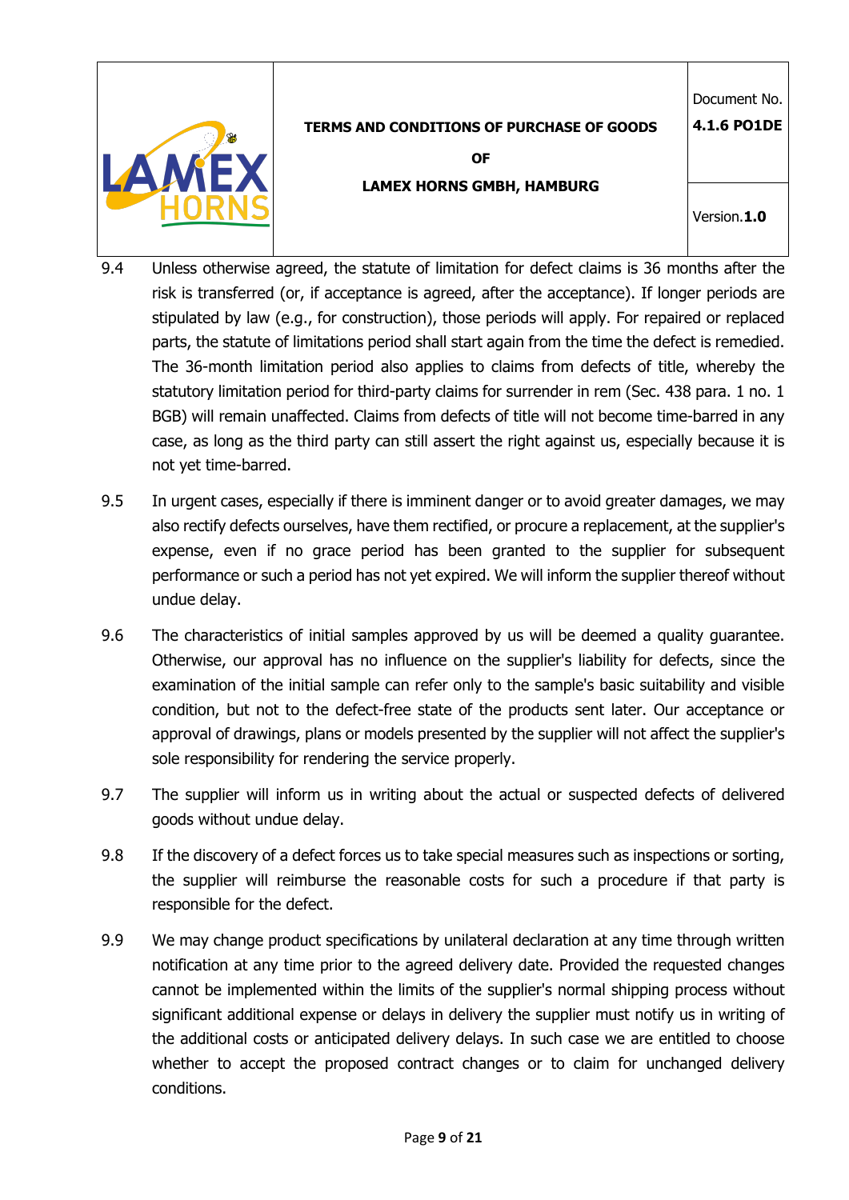9.4 Unless otherwise agreed, the statute of limitation for defect claims is 36 months after the risk is transferred (or, if acceptance is agreed, after the acceptance). If longer periods are stipulated by law (e.g., for construction), those periods will apply. For repaired or replaced parts, the statute of limitations period shall start again from the time the defect is remedied. The 36-month limitation period also applies to claims from defects of title, whereby the statutory limitation period for third-party claims for surrender in rem (Sec. 438 para. 1 no. 1 BGB) will remain unaffected. Claims from defects of title will not become time-barred in any case, as long as the third party can still assert the right against us, especially because it is not yet time-barred.

9.5 In urgent cases, especially if there is imminent danger or to avoid greater damages, we may also rectify defects ourselves, have them rectified, or procure a replacement, at the supplier's expense, even if no grace period has been granted to the supplier for subsequent performance or such a period has not yet expired. We will inform the supplier thereof without undue delay.

9.6 The characteristics of initial samples approved by us will be deemed a quality guarantee. Otherwise, our approval has no influence on the supplier's liability for defects, since the examination of the initial sample can refer only to the sample's basic suitability and visible condition, but not to the defect-free state of the products sent later. Our acceptance or approval of drawings, plans or models presented by the supplier will not affect the supplier's sole responsibility for rendering the service properly.

9.7 The supplier will inform us in writing about the actual or suspected defects of delivered goods without undue delay.

9.8 If the discovery of a defect forces us to take special measures such as inspections or sorting, the supplier will reimburse the reasonable costs for such a procedure if that party is responsible for the defect.

9.9 We may change product specifications by unilateral declaration at any time through written notification at any time prior to the agreed delivery date. Provided the requested changes cannot be implemented within the limits of the supplier's normal shipping process without significant additional expense or delays in delivery the supplier must notify us in writing of the additional costs or anticipated delivery delays. In such case we are entitled to choose whether to accept the proposed contract changes or to claim for unchanged delivery conditions.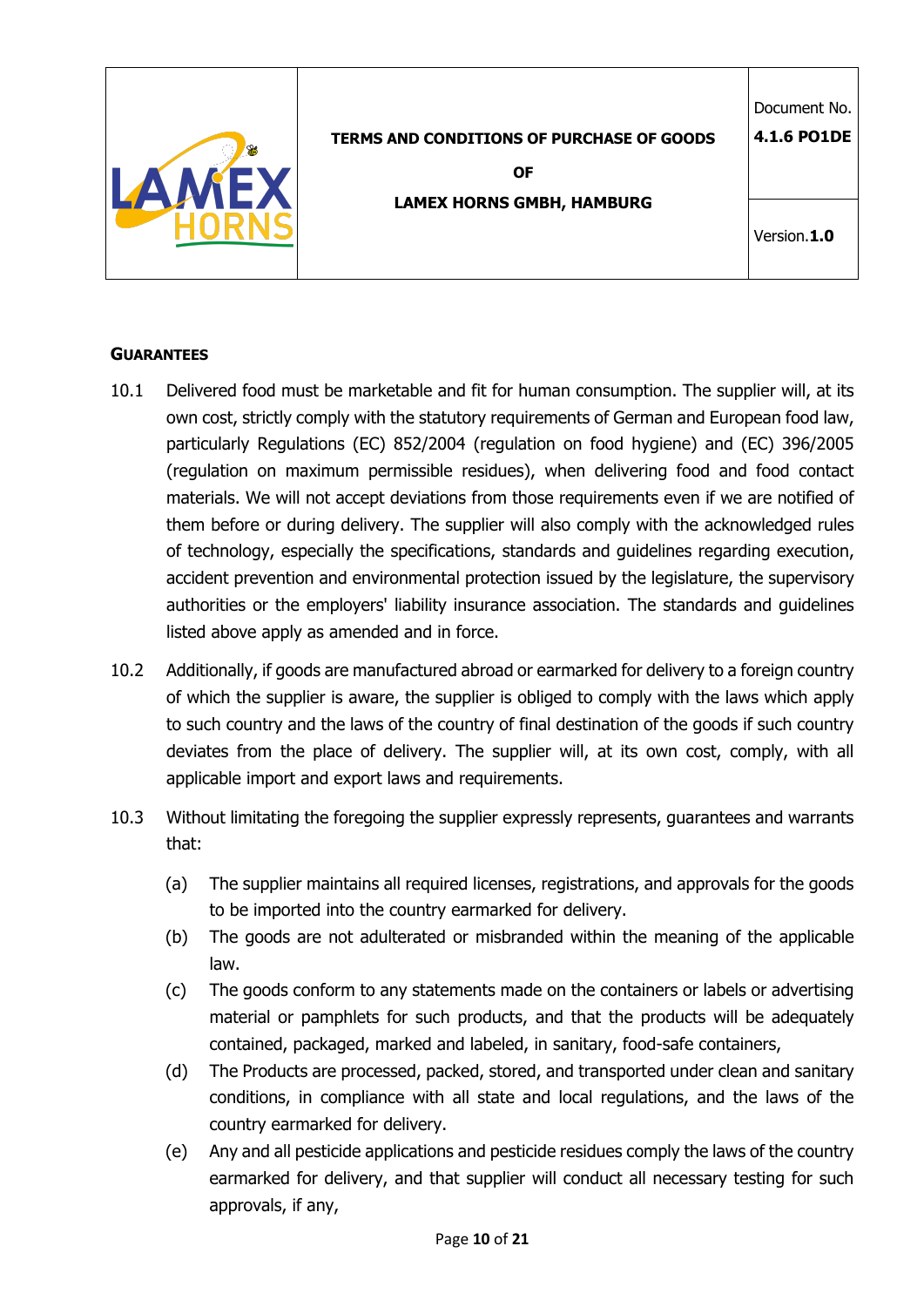## GUARANTEES

10.1 Delivered food must be marketable and fit for human consumption. The supplier will, at its own cost, strictly comply with the statutory requirements of German and European food law, particularly Regulations (EC) 852/2004 (regulation on food hygiene) and (EC) 396/2005 (regulation on maximum permissible residues), when delivering food and food contact materials. We will not accept deviations from those requirements even if we are notified of them before or during delivery. The supplier will also comply with the acknowledged rules of technology, especially the specifications, standards and guidelines regarding execution, accident prevention and environmental protection issued by the legislature, the supervisory authorities or the employers' liability insurance association. The standards and guidelines listed above apply as amended and in force.

10.2 Additionally, if goods are manufactured abroad or earmarked for delivery to a foreign country of which the supplier is aware, the supplier is obliged to comply with the laws which apply to such country and the laws of the country of final destination of the goods if such country deviates from the place of delivery. The supplier will, at its own cost, comply, with all applicable import and export laws and requirements.

10.3 Without limitating the foregoing the supplier expressly represents, guarantees and warrants that:

(a) The supplier maintains all required licenses, registrations, and approvals for the goods to be imported into the country earmarked for delivery.

(b) The goods are not adulterated or misbranded within the meaning of the applicable law.

(c) The goods conform to any statements made on the containers or labels or advertising material or pamphlets for such products, and that the products will be adequately contained, packaged, marked and labeled, in sanitary, food-safe containers,

(d) The Products are processed, packed, stored, and transported under clean and sanitary conditions, in compliance with all state and local regulations, and the laws of the country earmarked for delivery.

(e) Any and all pesticide applications and pesticide residues comply the laws of the country earmarked for delivery, and that supplier will conduct all necessary testing for such approvals, if any,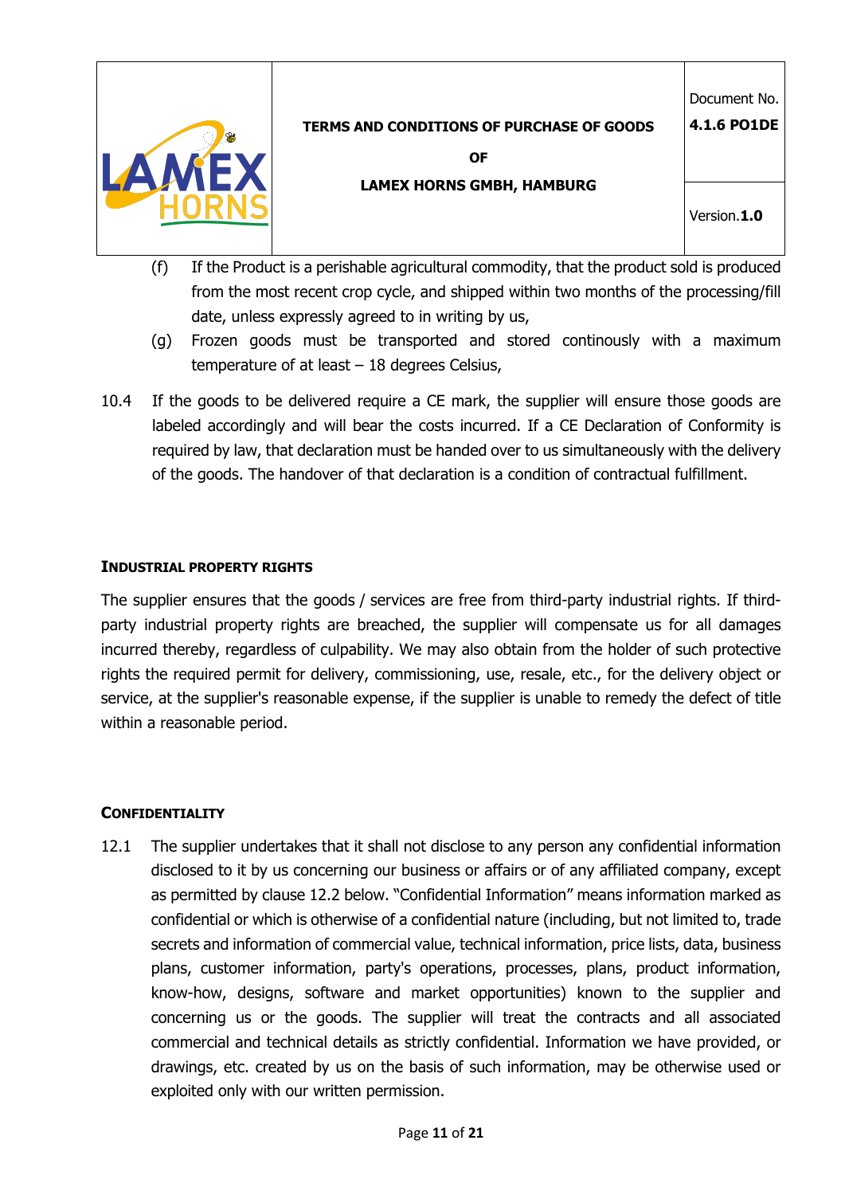(f) If the Product is a perishable agricultural commodity, that the product sold is produced from the most recent crop cycle, and shipped within two months of the processing/fill date, unless expressly agreed to in writing by us,

(g) Frozen goods must be transported and stored continously with a maximum temperature of at least – 18 degrees Celsius,

10.4 If the goods to be delivered require a CE mark, the supplier will ensure those goods are labeled accordingly and will bear the costs incurred. If a CE Declaration of Conformity is required by law, that declaration must be handed over to us simultaneously with the delivery of the goods. The handover of that declaration is a condition of contractual fulfillment.

## INDUSTRIAL PROPERTY RIGHTS

The supplier ensures that the goods / services are free from third-party industrial rights. If third-party industrial property rights are breached, the supplier will compensate us for all damages incurred thereby, regardless of culpability. We may also obtain from the holder of such protective rights the required permit for delivery, commissioning, use, resale, etc., for the delivery object or service, at the supplier's reasonable expense, if the supplier is unable to remedy the defect of title within a reasonable period.

## CONFIDENTIALITY

12.1 The supplier undertakes that it shall not disclose to any person any confidential information disclosed to it by us concerning our business or affairs or of any affiliated company, except as permitted by clause 12.2 below. "Confidential Information" means information marked as confidential or which is otherwise of a confidential nature (including, but not limited to, trade secrets and information of commercial value, technical information, price lists, data, business plans, customer information, party's operations, processes, plans, product information, know-how, designs, software and market opportunities) known to the supplier and concerning us or the goods. The supplier will treat the contracts and all associated commercial and technical details as strictly confidential. Information we have provided, or drawings, etc. created by us on the basis of such information, may be otherwise used or exploited only with our written permission.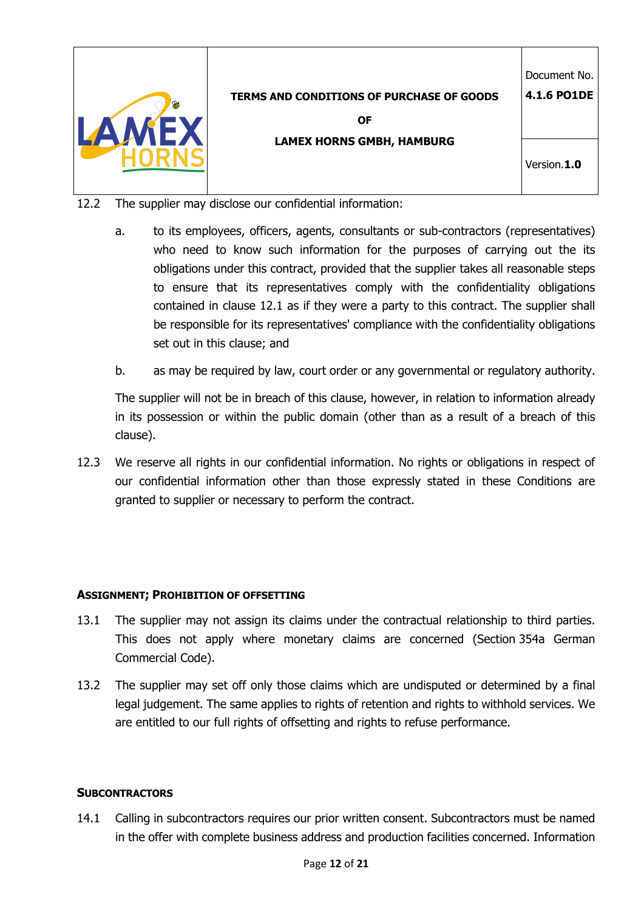12.2 The supplier may disclose our confidential information:

a. to its employees, officers, agents, consultants or sub-contractors (representatives) who need to know such information for the purposes of carrying out the its obligations under this contract, provided that the supplier takes all reasonable steps to ensure that its representatives comply with the confidentiality obligations contained in clause 12.1 as if they were a party to this contract. The supplier shall be responsible for its representatives' compliance with the confidentiality obligations set out in this clause; and

b. as may be required by law, court order or any governmental or regulatory authority.

The supplier will not be in breach of this clause, however, in relation to information already in its possession or within the public domain (other than as a result of a breach of this clause).

12.3 We reserve all rights in our confidential information. No rights or obligations in respect of our confidential information other than those expressly stated in these Conditions are granted to supplier or necessary to perform the contract.

**ASSIGNMENT; PROHIBITION OF OFFSETTING**

13.1 The supplier may not assign its claims under the contractual relationship to third parties. This does not apply where monetary claims are concerned (Section 354a German Commercial Code).

13.2 The supplier may set off only those claims which are undisputed or determined by a final legal judgement. The same applies to rights of retention and rights to withhold services. We are entitled to our full rights of offsetting and rights to refuse performance.

**SUBCONTRACTORS**

14.1 Calling in subcontractors requires our prior written consent. Subcontractors must be named in the offer with complete business address and production facilities concerned. Information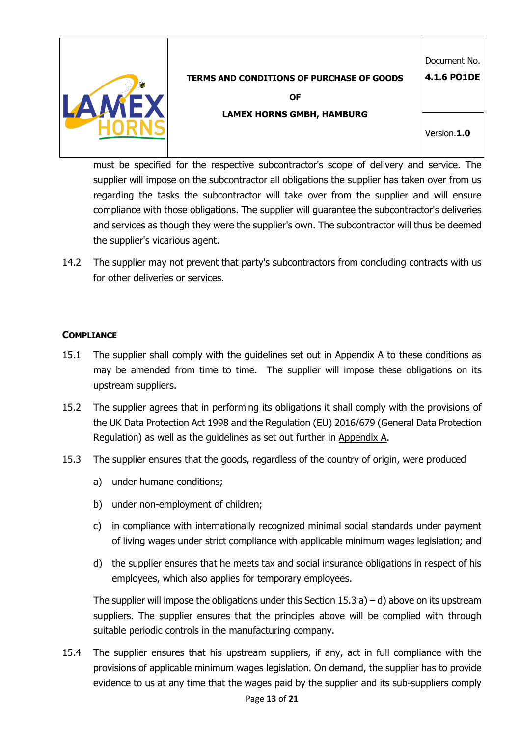must be specified for the respective subcontractor's scope of delivery and service. The supplier will impose on the subcontractor all obligations the supplier has taken over from us regarding the tasks the subcontractor will take over from the supplier and will ensure compliance with those obligations. The supplier will guarantee the subcontractor's deliveries and services as though they were the supplier's own. The subcontractor will thus be deemed the supplier's vicarious agent.

14.2 The supplier may not prevent that party's subcontractors from concluding contracts with us for other deliveries or services.

## COMPLIANCE

15.1 The supplier shall comply with the guidelines set out in Appendix A to these conditions as may be amended from time to time. The supplier will impose these obligations on its upstream suppliers.

15.2 The supplier agrees that in performing its obligations it shall comply with the provisions of the UK Data Protection Act 1998 and the Regulation (EU) 2016/679 (General Data Protection Regulation) as well as the guidelines as set out further in Appendix A.

15.3 The supplier ensures that the goods, regardless of the country of origin, were produced

a) under humane conditions;

b) under non-employment of children;

c) in compliance with internationally recognized minimal social standards under payment of living wages under strict compliance with applicable minimum wages legislation; and

d) the supplier ensures that he meets tax and social insurance obligations in respect of his employees, which also applies for temporary employees.

The supplier will impose the obligations under this Section 15.3 a) – d) above on its upstream suppliers. The supplier ensures that the principles above will be complied with through suitable periodic controls in the manufacturing company.

15.4 The supplier ensures that his upstream suppliers, if any, act in full compliance with the provisions of applicable minimum wages legislation. On demand, the supplier has to provide evidence to us at any time that the wages paid by the supplier and its sub-suppliers comply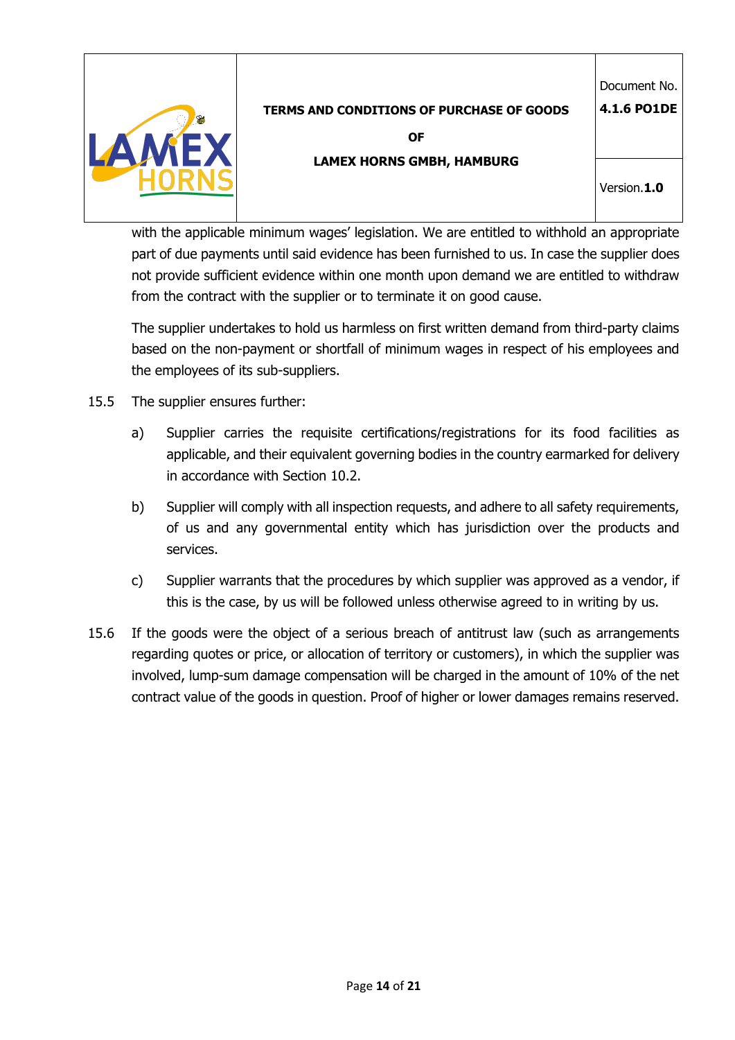with the applicable minimum wages' legislation. We are entitled to withhold an appropriate part of due payments until said evidence has been furnished to us. In case the supplier does not provide sufficient evidence within one month upon demand we are entitled to withdraw from the contract with the supplier or to terminate it on good cause.

The supplier undertakes to hold us harmless on first written demand from third-party claims based on the non-payment or shortfall of minimum wages in respect of his employees and the employees of its sub-suppliers.

15.5 The supplier ensures further:

a) Supplier carries the requisite certifications/registrations for its food facilities as applicable, and their equivalent governing bodies in the country earmarked for delivery in accordance with Section 10.2.

b) Supplier will comply with all inspection requests, and adhere to all safety requirements, of us and any governmental entity which has jurisdiction over the products and services.

c) Supplier warrants that the procedures by which supplier was approved as a vendor, if this is the case, by us will be followed unless otherwise agreed to in writing by us.

15.6 If the goods were the object of a serious breach of antitrust law (such as arrangements regarding quotes or price, or allocation of territory or customers), in which the supplier was involved, lump-sum damage compensation will be charged in the amount of 10% of the net contract value of the goods in question. Proof of higher or lower damages remains reserved.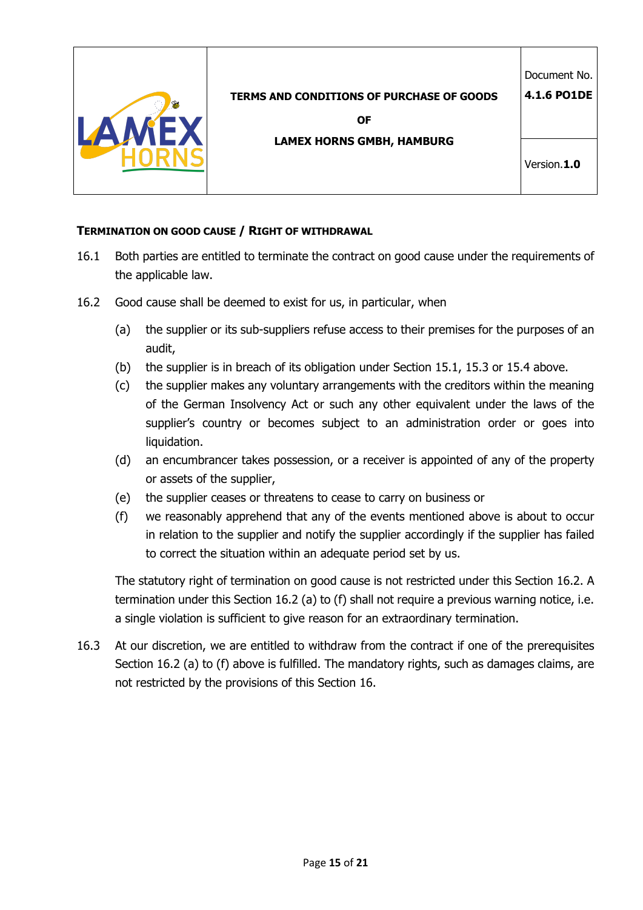### Termination on good cause / Right of withdrawal

16.1 Both parties are entitled to terminate the contract on good cause under the requirements of the applicable law.

16.2 Good cause shall be deemed to exist for us, in particular, when

- (a) the supplier or its sub-suppliers refuse access to their premises for the purposes of an audit,
- (b) the supplier is in breach of its obligation under Section 15.1, 15.3 or 15.4 above.
- (c) the supplier makes any voluntary arrangements with the creditors within the meaning of the German Insolvency Act or such any other equivalent under the laws of the supplier's country or becomes subject to an administration order or goes into liquidation.
- (d) an encumbrancer takes possession, or a receiver is appointed of any of the property or assets of the supplier,
- (e) the supplier ceases or threatens to cease to carry on business or
- (f) we reasonably apprehend that any of the events mentioned above is about to occur in relation to the supplier and notify the supplier accordingly if the supplier has failed to correct the situation within an adequate period set by us.

The statutory right of termination on good cause is not restricted under this Section 16.2. A termination under this Section 16.2 (a) to (f) shall not require a previous warning notice, i.e. a single violation is sufficient to give reason for an extraordinary termination.

16.3 At our discretion, we are entitled to withdraw from the contract if one of the prerequisites Section 16.2 (a) to (f) above is fulfilled. The mandatory rights, such as damages claims, are not restricted by the provisions of this Section 16.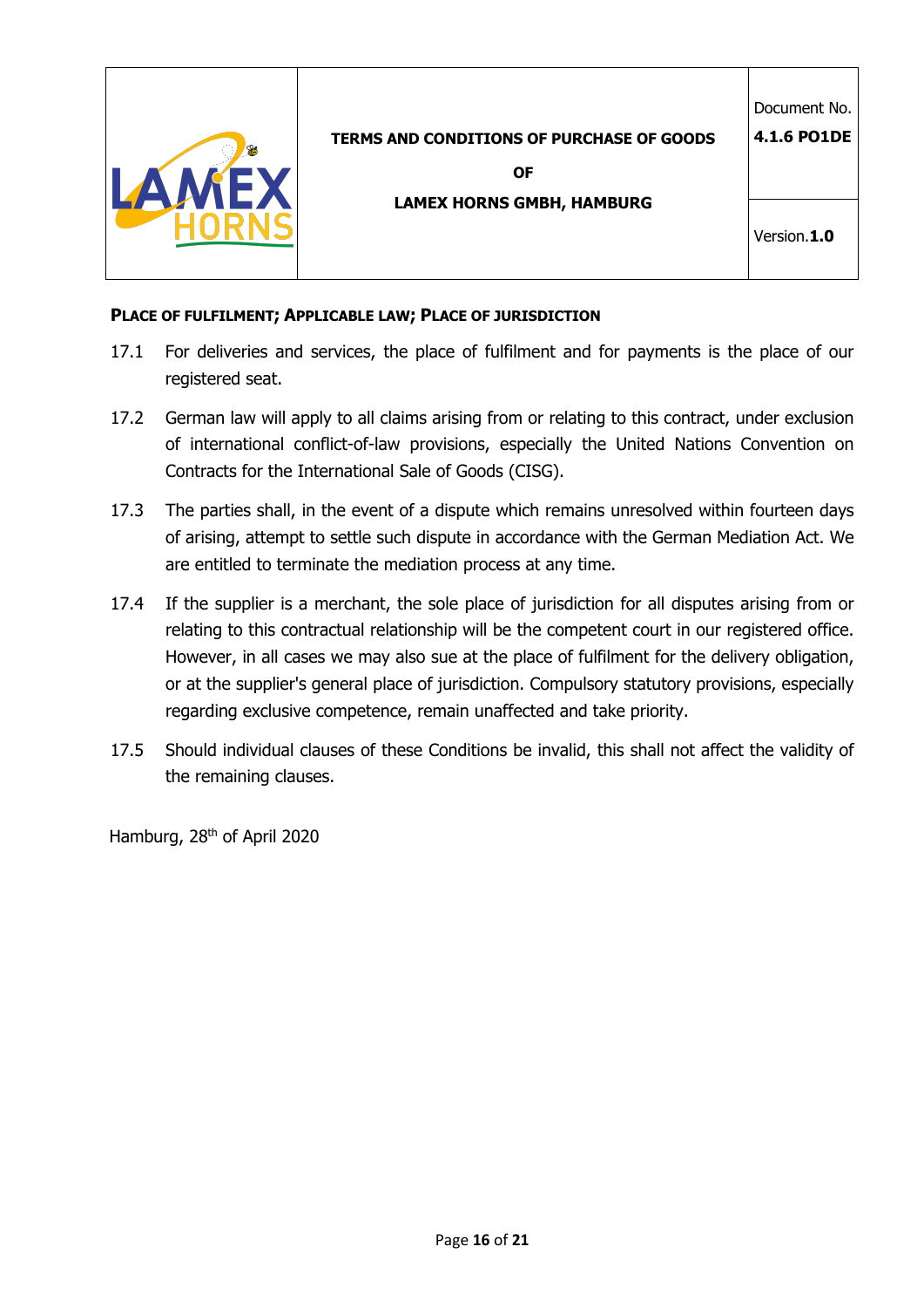**PLACE OF FULFILMENT; APPLICABLE LAW; PLACE OF JURISDICTION**

17.1 For deliveries and services, the place of fulfilment and for payments is the place of our registered seat.

17.2 German law will apply to all claims arising from or relating to this contract, under exclusion of international conflict-of-law provisions, especially the United Nations Convention on Contracts for the International Sale of Goods (CISG).

17.3 The parties shall, in the event of a dispute which remains unresolved within fourteen days of arising, attempt to settle such dispute in accordance with the German Mediation Act. We are entitled to terminate the mediation process at any time.

17.4 If the supplier is a merchant, the sole place of jurisdiction for all disputes arising from or relating to this contractual relationship will be the competent court in our registered office. However, in all cases we may also sue at the place of fulfilment for the delivery obligation, or at the supplier's general place of jurisdiction. Compulsory statutory provisions, especially regarding exclusive competence, remain unaffected and take priority.

17.5 Should individual clauses of these Conditions be invalid, this shall not affect the validity of the remaining clauses.

Hamburg, 28th of April 2020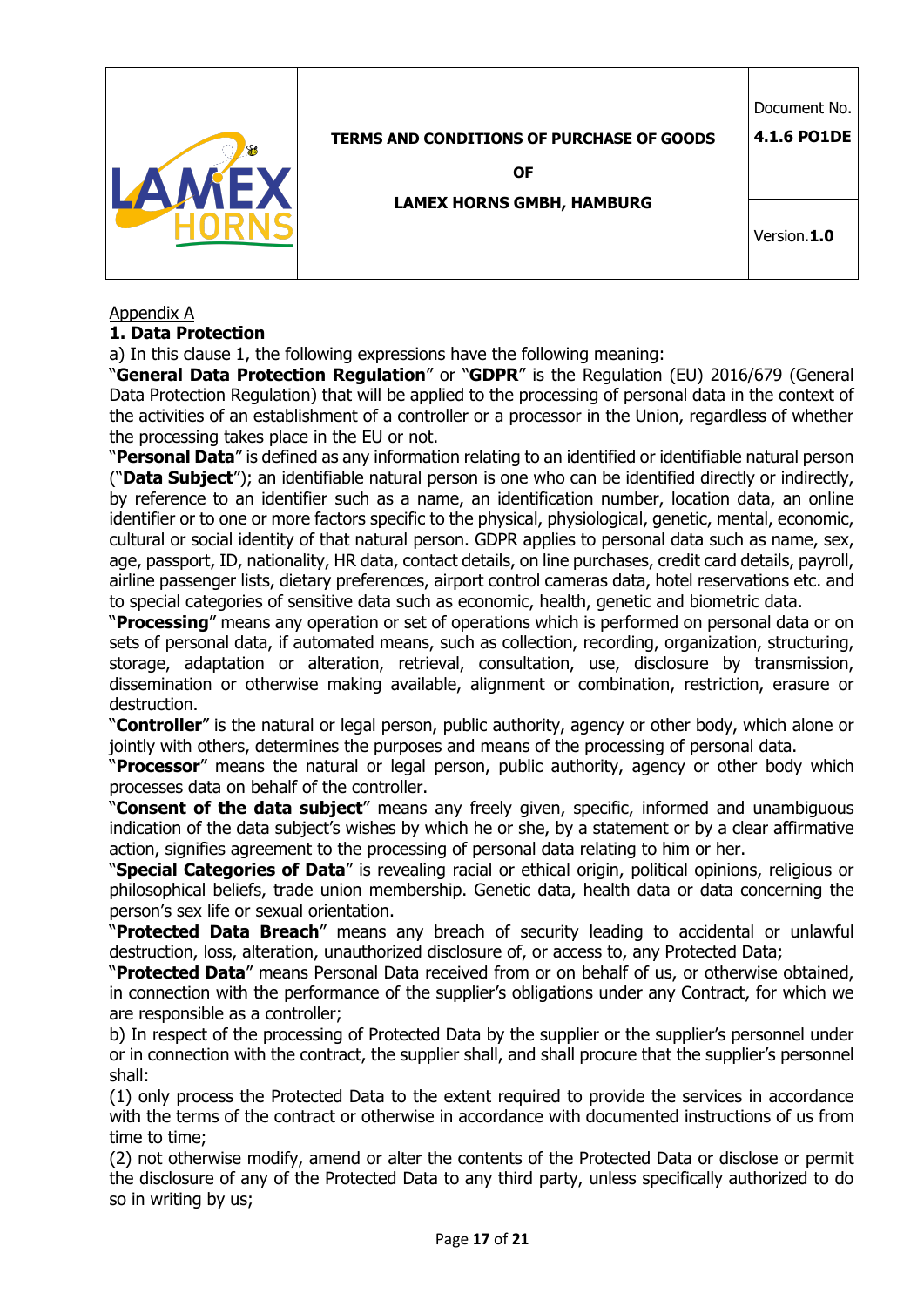Appendix A

## 1. Data Protection

a) In this clause 1, the following expressions have the following meaning:

"**General Data Protection Regulation**" or "**GDPR**" is the Regulation (EU) 2016/679 (General Data Protection Regulation) that will be applied to the processing of personal data in the context of the activities of an establishment of a controller or a processor in the Union, regardless of whether the processing takes place in the EU or not.

"**Personal Data**" is defined as any information relating to an identified or identifiable natural person ("**Data Subject**"); an identifiable natural person is one who can be identified directly or indirectly, by reference to an identifier such as a name, an identification number, location data, an online identifier or to one or more factors specific to the physical, physiological, genetic, mental, economic, cultural or social identity of that natural person. GDPR applies to personal data such as name, sex, age, passport, ID, nationality, HR data, contact details, on line purchases, credit card details, payroll, airline passenger lists, dietary preferences, airport control cameras data, hotel reservations etc. and to special categories of sensitive data such as economic, health, genetic and biometric data.

"**Processing**" means any operation or set of operations which is performed on personal data or on sets of personal data, if automated means, such as collection, recording, organization, structuring, storage, adaptation or alteration, retrieval, consultation, use, disclosure by transmission, dissemination or otherwise making available, alignment or combination, restriction, erasure or destruction.

"**Controller**" is the natural or legal person, public authority, agency or other body, which alone or jointly with others, determines the purposes and means of the processing of personal data.

"**Processor**" means the natural or legal person, public authority, agency or other body which processes data on behalf of the controller.

"**Consent of the data subject**" means any freely given, specific, informed and unambiguous indication of the data subject's wishes by which he or she, by a statement or by a clear affirmative action, signifies agreement to the processing of personal data relating to him or her.

"**Special Categories of Data**" is revealing racial or ethical origin, political opinions, religious or philosophical beliefs, trade union membership. Genetic data, health data or data concerning the person's sex life or sexual orientation.

"**Protected Data Breach**" means any breach of security leading to accidental or unlawful destruction, loss, alteration, unauthorized disclosure of, or access to, any Protected Data;

"**Protected Data**" means Personal Data received from or on behalf of us, or otherwise obtained, in connection with the performance of the supplier's obligations under any Contract, for which we are responsible as a controller;

b) In respect of the processing of Protected Data by the supplier or the supplier's personnel under or in connection with the contract, the supplier shall, and shall procure that the supplier's personnel shall:

(1) only process the Protected Data to the extent required to provide the services in accordance with the terms of the contract or otherwise in accordance with documented instructions of us from time to time;

(2) not otherwise modify, amend or alter the contents of the Protected Data or disclose or permit the disclosure of any of the Protected Data to any third party, unless specifically authorized to do so in writing by us;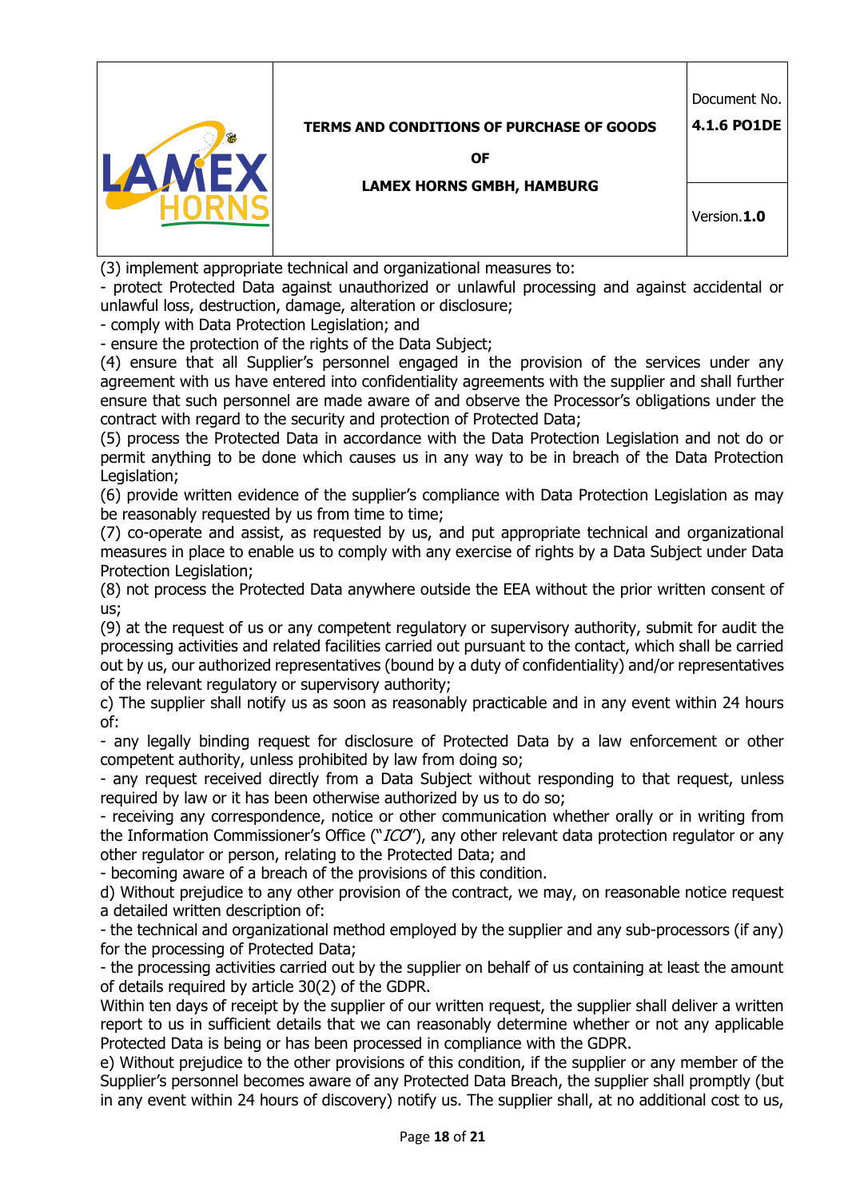(3) implement appropriate technical and organizational measures to:

- protect Protected Data against unauthorized or unlawful processing and against accidental or unlawful loss, destruction, damage, alteration or disclosure;
- comply with Data Protection Legislation; and
- ensure the protection of the rights of the Data Subject;

(4) ensure that all Supplier's personnel engaged in the provision of the services under any agreement with us have entered into confidentiality agreements with the supplier and shall further ensure that such personnel are made aware of and observe the Processor's obligations under the contract with regard to the security and protection of Protected Data;

(5) process the Protected Data in accordance with the Data Protection Legislation and not do or permit anything to be done which causes us in any way to be in breach of the Data Protection Legislation;

(6) provide written evidence of the supplier's compliance with Data Protection Legislation as may be reasonably requested by us from time to time;

(7) co-operate and assist, as requested by us, and put appropriate technical and organizational measures in place to enable us to comply with any exercise of rights by a Data Subject under Data Protection Legislation;

(8) not process the Protected Data anywhere outside the EEA without the prior written consent of us;

(9) at the request of us or any competent regulatory or supervisory authority, submit for audit the processing activities and related facilities carried out pursuant to the contact, which shall be carried out by us, our authorized representatives (bound by a duty of confidentiality) and/or representatives of the relevant regulatory or supervisory authority;

c) The supplier shall notify us as soon as reasonably practicable and in any event within 24 hours of:

- any legally binding request for disclosure of Protected Data by a law enforcement or other competent authority, unless prohibited by law from doing so;
- any request received directly from a Data Subject without responding to that request, unless required by law or it has been otherwise authorized by us to do so;
- receiving any correspondence, notice or other communication whether orally or in writing from the Information Commissioner's Office ("*ICO*"), any other relevant data protection regulator or any other regulator or person, relating to the Protected Data; and
- becoming aware of a breach of the provisions of this condition.

d) Without prejudice to any other provision of the contract, we may, on reasonable notice request a detailed written description of:

- the technical and organizational method employed by the supplier and any sub-processors (if any) for the processing of Protected Data;
- the processing activities carried out by the supplier on behalf of us containing at least the amount of details required by article 30(2) of the GDPR.

Within ten days of receipt by the supplier of our written request, the supplier shall deliver a written report to us in sufficient details that we can reasonably determine whether or not any applicable Protected Data is being or has been processed in compliance with the GDPR.

e) Without prejudice to the other provisions of this condition, if the supplier or any member of the Supplier's personnel becomes aware of any Protected Data Breach, the supplier shall promptly (but in any event within 24 hours of discovery) notify us. The supplier shall, at no additional cost to us,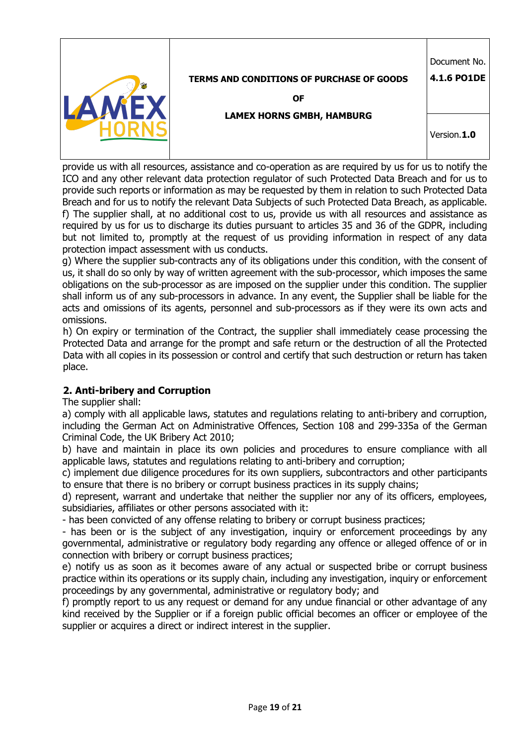provide us with all resources, assistance and co-operation as are required by us for us to notify the ICO and any other relevant data protection regulator of such Protected Data Breach and for us to provide such reports or information as may be requested by them in relation to such Protected Data Breach and for us to notify the relevant Data Subjects of such Protected Data Breach, as applicable.

f) The supplier shall, at no additional cost to us, provide us with all resources and assistance as required by us for us to discharge its duties pursuant to articles 35 and 36 of the GDPR, including but not limited to, promptly at the request of us providing information in respect of any data protection impact assessment with us conducts.

g) Where the supplier sub-contracts any of its obligations under this condition, with the consent of us, it shall do so only by way of written agreement with the sub-processor, which imposes the same obligations on the sub-processor as are imposed on the supplier under this condition. The supplier shall inform us of any sub-processors in advance. In any event, the Supplier shall be liable for the acts and omissions of its agents, personnel and sub-processors as if they were its own acts and omissions.

h) On expiry or termination of the Contract, the supplier shall immediately cease processing the Protected Data and arrange for the prompt and safe return or the destruction of all the Protected Data with all copies in its possession or control and certify that such destruction or return has taken place.

## 2. Anti-bribery and Corruption

The supplier shall:

a) comply with all applicable laws, statutes and regulations relating to anti-bribery and corruption, including the German Act on Administrative Offences, Section 108 and 299-335a of the German Criminal Code, the UK Bribery Act 2010;

b) have and maintain in place its own policies and procedures to ensure compliance with all applicable laws, statutes and regulations relating to anti-bribery and corruption;

c) implement due diligence procedures for its own suppliers, subcontractors and other participants to ensure that there is no bribery or corrupt business practices in its supply chains;

d) represent, warrant and undertake that neither the supplier nor any of its officers, employees, subsidiaries, affiliates or other persons associated with it:

- has been convicted of any offense relating to bribery or corrupt business practices;
- has been or is the subject of any investigation, inquiry or enforcement proceedings by any governmental, administrative or regulatory body regarding any offence or alleged offence of or in connection with bribery or corrupt business practices;

e) notify us as soon as it becomes aware of any actual or suspected bribe or corrupt business practice within its operations or its supply chain, including any investigation, inquiry or enforcement proceedings by any governmental, administrative or regulatory body; and

f) promptly report to us any request or demand for any undue financial or other advantage of any kind received by the Supplier or if a foreign public official becomes an officer or employee of the supplier or acquires a direct or indirect interest in the supplier.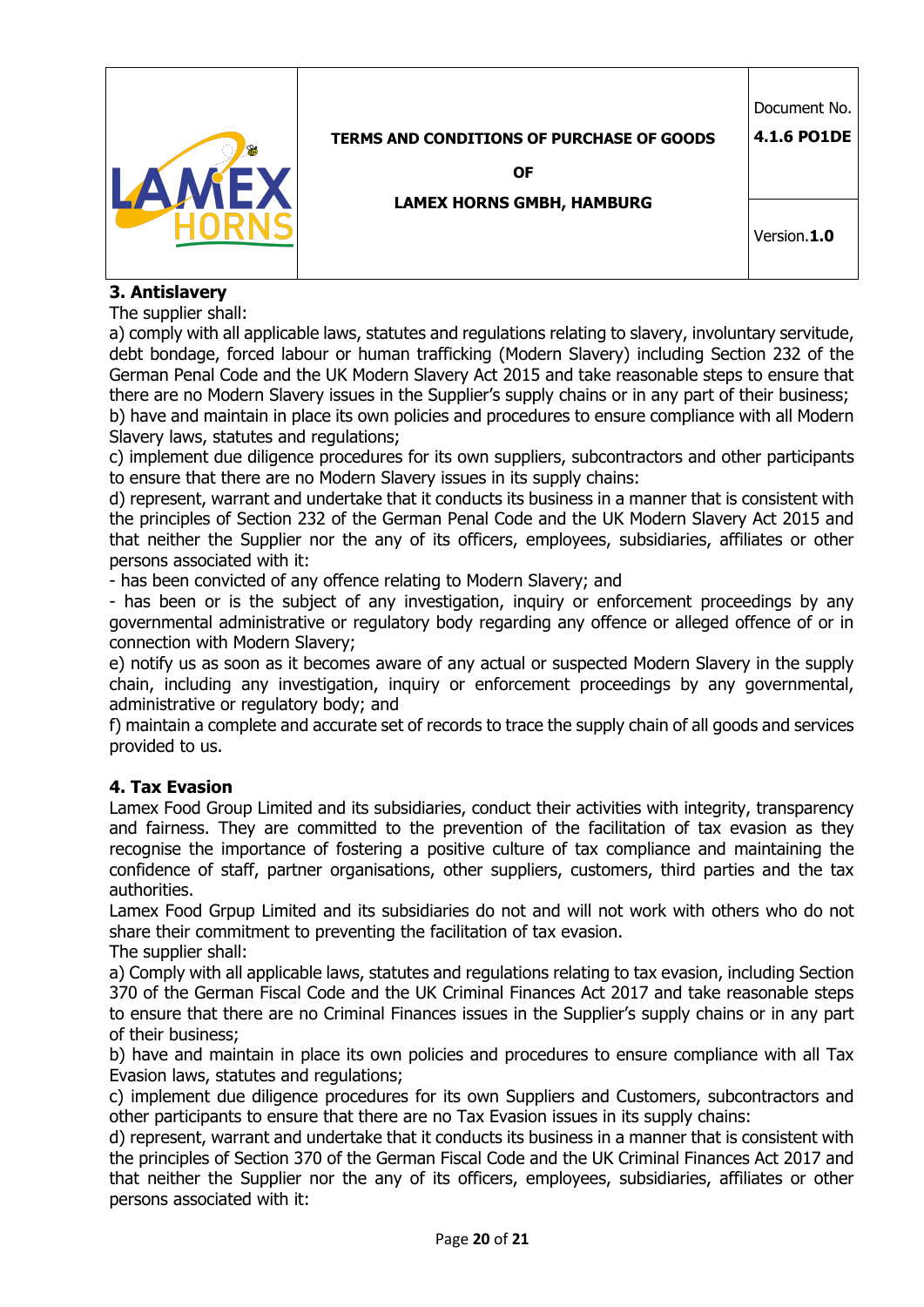## 3. Antislavery

The supplier shall:

a) comply with all applicable laws, statutes and regulations relating to slavery, involuntary servitude, debt bondage, forced labour or human trafficking (Modern Slavery) including Section 232 of the German Penal Code and the UK Modern Slavery Act 2015 and take reasonable steps to ensure that there are no Modern Slavery issues in the Supplier's supply chains or in any part of their business;
b) have and maintain in place its own policies and procedures to ensure compliance with all Modern Slavery laws, statutes and regulations;
c) implement due diligence procedures for its own suppliers, subcontractors and other participants to ensure that there are no Modern Slavery issues in its supply chains:
d) represent, warrant and undertake that it conducts its business in a manner that is consistent with the principles of Section 232 of the German Penal Code and the UK Modern Slavery Act 2015 and that neither the Supplier nor the any of its officers, employees, subsidiaries, affiliates or other persons associated with it:
- has been convicted of any offence relating to Modern Slavery; and
- has been or is the subject of any investigation, inquiry or enforcement proceedings by any governmental administrative or regulatory body regarding any offence or alleged offence of or in connection with Modern Slavery;

e) notify us as soon as it becomes aware of any actual or suspected Modern Slavery in the supply chain, including any investigation, inquiry or enforcement proceedings by any governmental, administrative or regulatory body; and
f) maintain a complete and accurate set of records to trace the supply chain of all goods and services provided to us.

## 4. Tax Evasion

Lamex Food Group Limited and its subsidiaries, conduct their activities with integrity, transparency and fairness. They are committed to the prevention of the facilitation of tax evasion as they recognise the importance of fostering a positive culture of tax compliance and maintaining the confidence of staff, partner organisations, other suppliers, customers, third parties and the tax authorities.

Lamex Food Grpup Limited and its subsidiaries do not and will not work with others who do not share their commitment to preventing the facilitation of tax evasion.

The supplier shall:

a) Comply with all applicable laws, statutes and regulations relating to tax evasion, including Section 370 of the German Fiscal Code and the UK Criminal Finances Act 2017 and take reasonable steps to ensure that there are no Criminal Finances issues in the Supplier's supply chains or in any part of their business;
b) have and maintain in place its own policies and procedures to ensure compliance with all Tax Evasion laws, statutes and regulations;
c) implement due diligence procedures for its own Suppliers and Customers, subcontractors and other participants to ensure that there are no Tax Evasion issues in its supply chains:
d) represent, warrant and undertake that it conducts its business in a manner that is consistent with the principles of Section 370 of the German Fiscal Code and the UK Criminal Finances Act 2017 and that neither the Supplier nor the any of its officers, employees, subsidiaries, affiliates or other persons associated with it: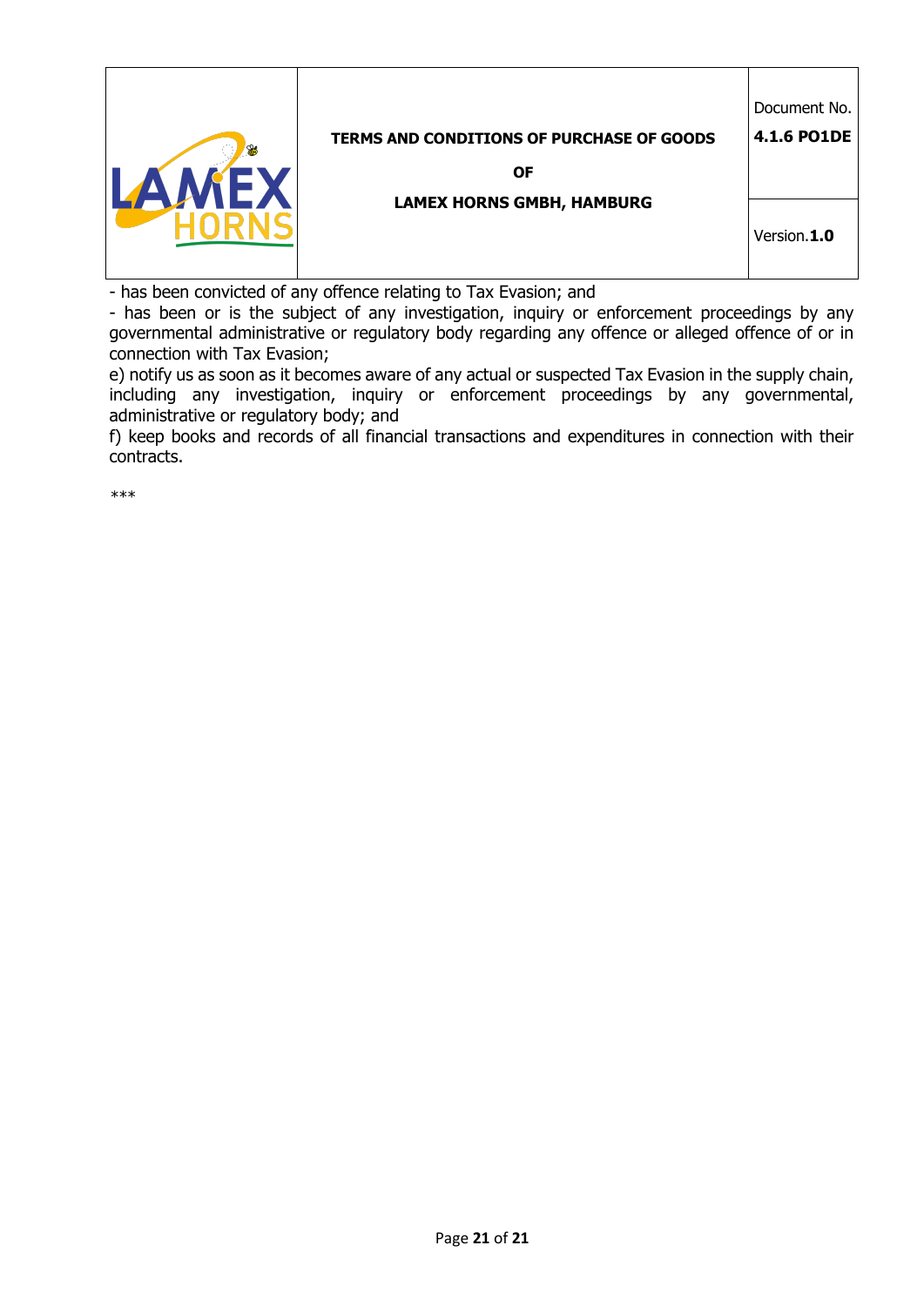- has been convicted of any offence relating to Tax Evasion; and
- has been or is the subject of any investigation, inquiry or enforcement proceedings by any governmental administrative or regulatory body regarding any offence or alleged offence of or in connection with Tax Evasion;

e) notify us as soon as it becomes aware of any actual or suspected Tax Evasion in the supply chain, including any investigation, inquiry or enforcement proceedings by any governmental, administrative or regulatory body; and

f) keep books and records of all financial transactions and expenditures in connection with their contracts.

***